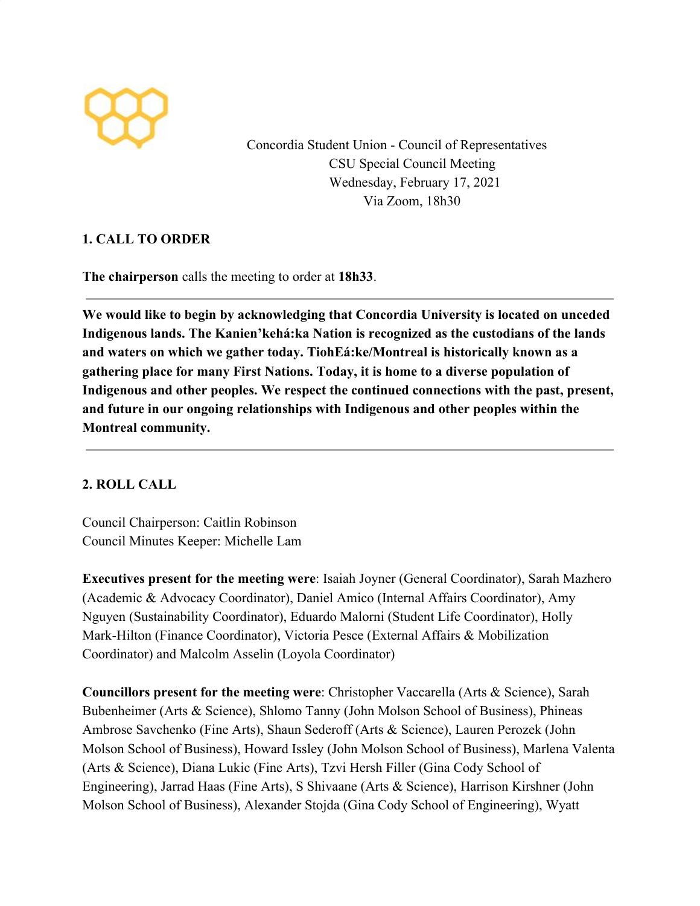Concordia Student Union - Council of Representatives
CSU Special Council Meeting
Wednesday, February 17, 2021
Via Zoom, 18h30

## 1. CALL TO ORDER

**The chairperson** calls the meeting to order at **18h33**.

---

**We would like to begin by acknowledging that Concordia University is located on unceded Indigenous lands. The Kanien'kehá:ka Nation is recognized as the custodians of the lands and waters on which we gather today. TiohEá:ke/Montreal is historically known as a gathering place for many First Nations. Today, it is home to a diverse population of Indigenous and other peoples. We respect the continued connections with the past, present, and future in our ongoing relationships with Indigenous and other peoples within the Montreal community.**

---

## 2. ROLL CALL

Council Chairperson: Caitlin Robinson
Council Minutes Keeper: Michelle Lam

**Executives present for the meeting were**: Isaiah Joyner (General Coordinator), Sarah Mazhero (Academic & Advocacy Coordinator), Daniel Amico (Internal Affairs Coordinator), Amy Nguyen (Sustainability Coordinator), Eduardo Malorni (Student Life Coordinator), Holly Mark-Hilton (Finance Coordinator), Victoria Pesce (External Affairs & Mobilization Coordinator) and Malcolm Asselin (Loyola Coordinator)

**Councillors present for the meeting were**: Christopher Vaccarella (Arts & Science), Sarah Bubenheimer (Arts & Science), Shlomo Tanny (John Molson School of Business), Phineas Ambrose Savchenko (Fine Arts), Shaun Sederoff (Arts & Science), Lauren Perozek (John Molson School of Business), Howard Issley (John Molson School of Business), Marlena Valenta (Arts & Science), Diana Lukic (Fine Arts), Tzvi Hersh Filler (Gina Cody School of Engineering), Jarrad Haas (Fine Arts), S Shivaane (Arts & Science), Harrison Kirshner (John Molson School of Business), Alexander Stojda (Gina Cody School of Engineering), Wyatt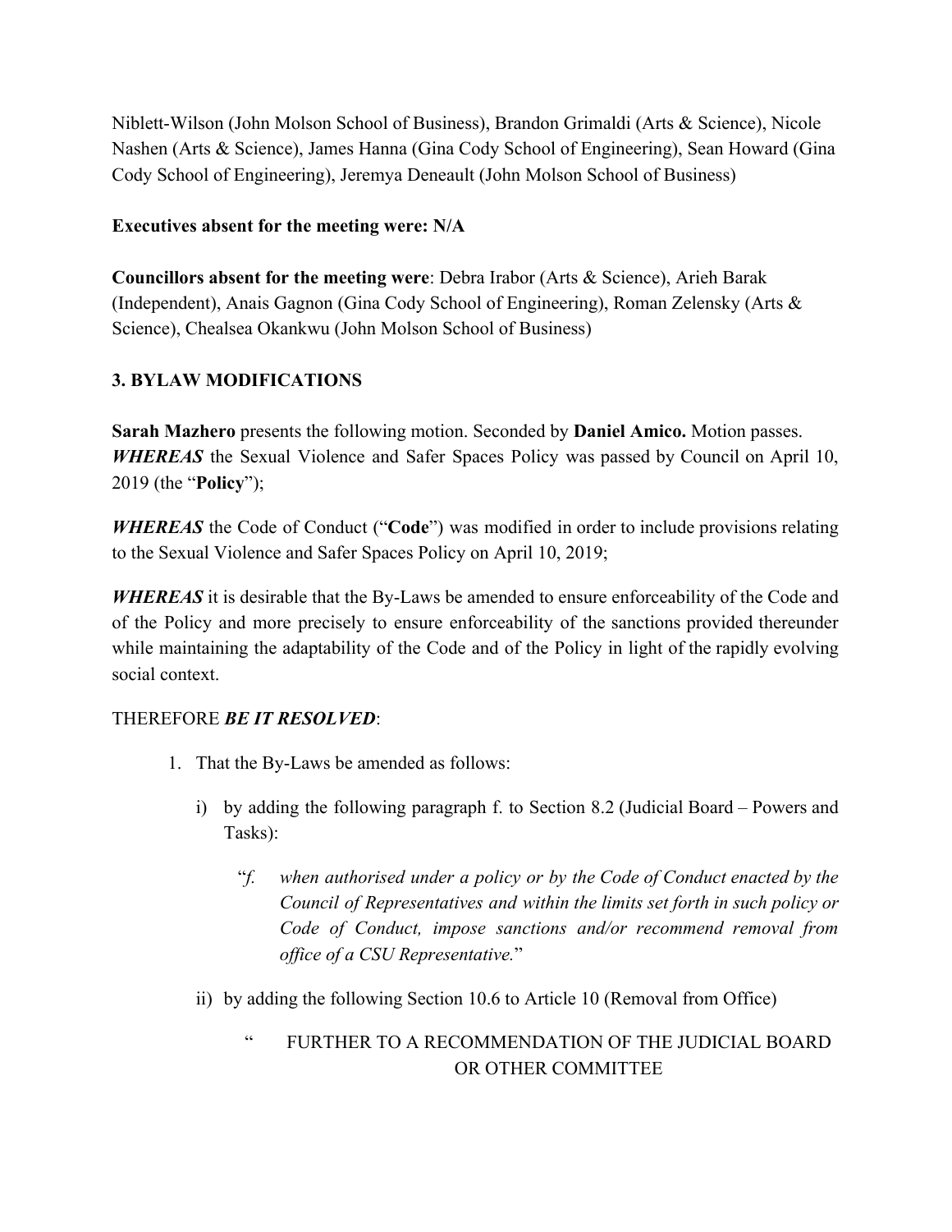Niblett-Wilson (John Molson School of Business), Brandon Grimaldi (Arts & Science), Nicole Nashen (Arts & Science), James Hanna (Gina Cody School of Engineering), Sean Howard (Gina Cody School of Engineering), Jeremya Deneault (John Molson School of Business)

**Executives absent for the meeting were: N/A**

**Councillors absent for the meeting were**: Debra Irabor (Arts & Science), Arieh Barak (Independent), Anais Gagnon (Gina Cody School of Engineering), Roman Zelensky (Arts & Science), Chealsea Okankwu (John Molson School of Business)

## 3. BYLAW MODIFICATIONS

**Sarah Mazhero** presents the following motion. Seconded by **Daniel Amico.** Motion passes.

***WHEREAS*** the Sexual Violence and Safer Spaces Policy was passed by Council on April 10, 2019 (the "**Policy**");

***WHEREAS*** the Code of Conduct ("**Code**") was modified in order to include provisions relating to the Sexual Violence and Safer Spaces Policy on April 10, 2019;

***WHEREAS*** it is desirable that the By-Laws be amended to ensure enforceability of the Code and of the Policy and more precisely to ensure enforceability of the sanctions provided thereunder while maintaining the adaptability of the Code and of the Policy in light of the rapidly evolving social context.

THEREFORE ***BE IT RESOLVED***:

1. That the By-Laws be amended as follows:

   i) by adding the following paragraph f. to Section 8.2 (Judicial Board – Powers and Tasks):

      "*f. when authorised under a policy or by the Code of Conduct enacted by the Council of Representatives and within the limits set forth in such policy or Code of Conduct, impose sanctions and/or recommend removal from office of a CSU Representative.*"

   ii) by adding the following Section 10.6 to Article 10 (Removal from Office)

      " FURTHER TO A RECOMMENDATION OF THE JUDICIAL BOARD OR OTHER COMMITTEE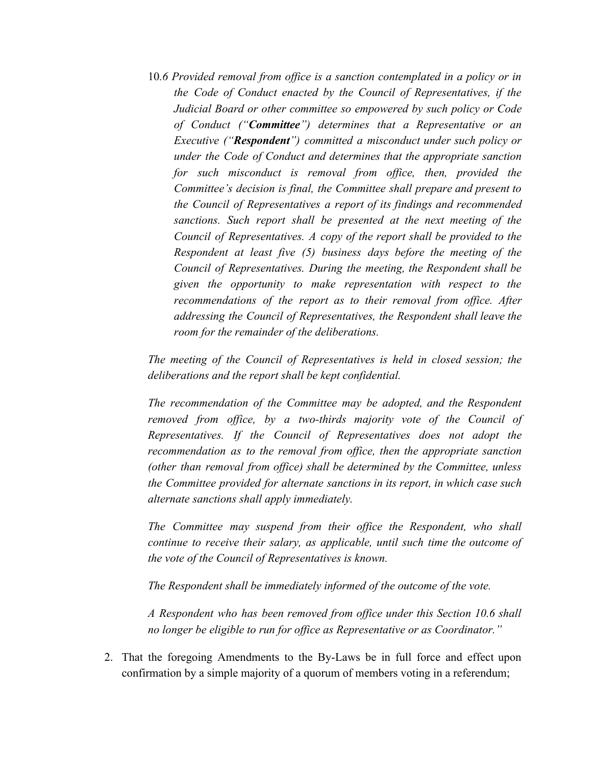10.*6 Provided removal from office is a sanction contemplated in a policy or in the Code of Conduct enacted by the Council of Representatives, if the Judicial Board or other committee so empowered by such policy or Code of Conduct ("**Committee**") determines that a Representative or an Executive ("**Respondent**") committed a misconduct under such policy or under the Code of Conduct and determines that the appropriate sanction for such misconduct is removal from office, then, provided the Committee's decision is final, the Committee shall prepare and present to the Council of Representatives a report of its findings and recommended sanctions. Such report shall be presented at the next meeting of the Council of Representatives. A copy of the report shall be provided to the Respondent at least five (5) business days before the meeting of the Council of Representatives. During the meeting, the Respondent shall be given the opportunity to make representation with respect to the recommendations of the report as to their removal from office. After addressing the Council of Representatives, the Respondent shall leave the room for the remainder of the deliberations.*

*The meeting of the Council of Representatives is held in closed session; the deliberations and the report shall be kept confidential.*

*The recommendation of the Committee may be adopted, and the Respondent removed from office, by a two-thirds majority vote of the Council of Representatives. If the Council of Representatives does not adopt the recommendation as to the removal from office, then the appropriate sanction (other than removal from office) shall be determined by the Committee, unless the Committee provided for alternate sanctions in its report, in which case such alternate sanctions shall apply immediately.*

*The Committee may suspend from their office the Respondent, who shall continue to receive their salary, as applicable, until such time the outcome of the vote of the Council of Representatives is known.*

*The Respondent shall be immediately informed of the outcome of the vote.*

*A Respondent who has been removed from office under this Section 10.6 shall no longer be eligible to run for office as Representative or as Coordinator."*

2. That the foregoing Amendments to the By-Laws be in full force and effect upon confirmation by a simple majority of a quorum of members voting in a referendum;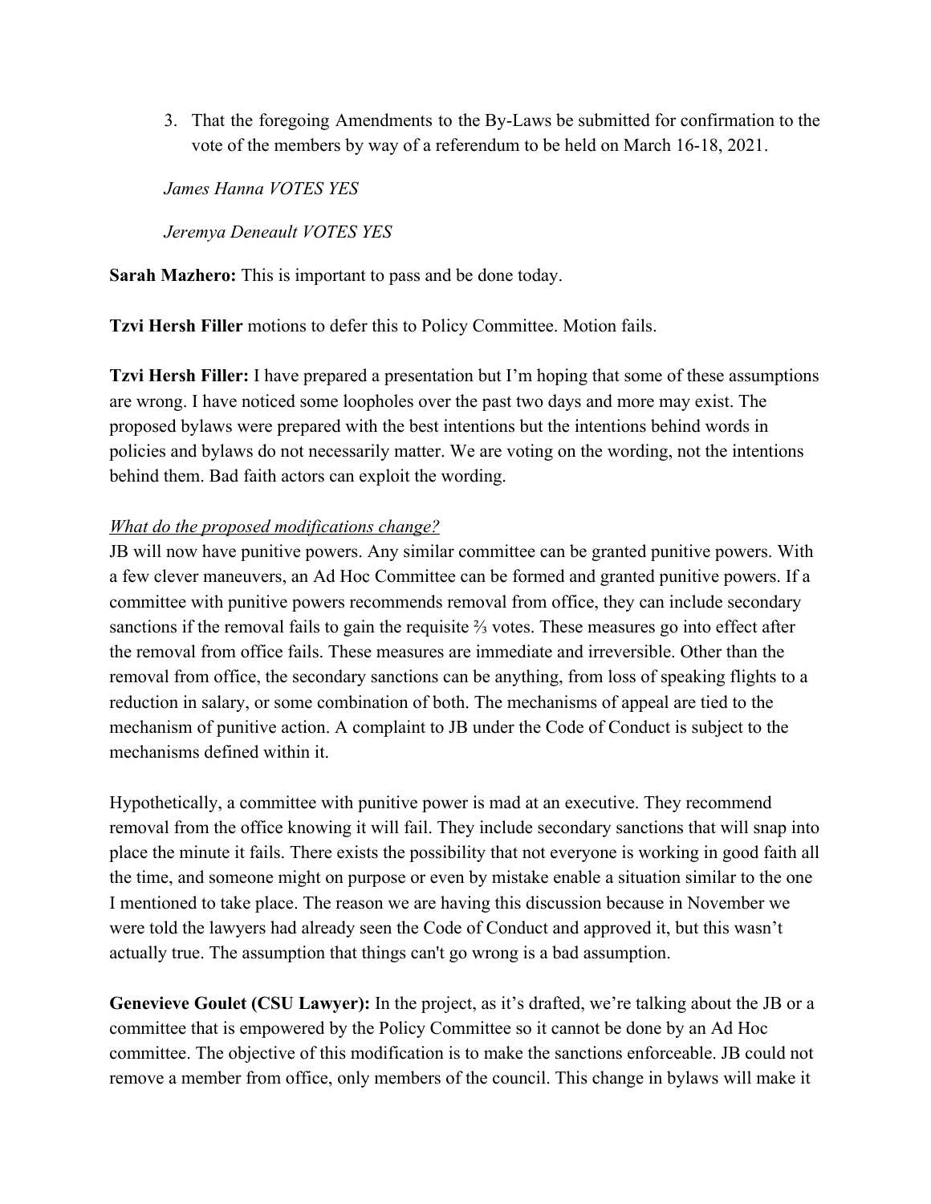3. That the foregoing Amendments to the By-Laws be submitted for confirmation to the vote of the members by way of a referendum to be held on March 16-18, 2021.

*James Hanna VOTES YES*

*Jeremya Deneault VOTES YES*

**Sarah Mazhero:** This is important to pass and be done today.

**Tzvi Hersh Filler** motions to defer this to Policy Committee. Motion fails.

**Tzvi Hersh Filler:** I have prepared a presentation but I'm hoping that some of these assumptions are wrong. I have noticed some loopholes over the past two days and more may exist. The proposed bylaws were prepared with the best intentions but the intentions behind words in policies and bylaws do not necessarily matter. We are voting on the wording, not the intentions behind them. Bad faith actors can exploit the wording.

<u>*What do the proposed modifications change?*</u>

JB will now have punitive powers. Any similar committee can be granted punitive powers. With a few clever maneuvers, an Ad Hoc Committee can be formed and granted punitive powers. If a committee with punitive powers recommends removal from office, they can include secondary sanctions if the removal fails to gain the requisite ⅔ votes. These measures go into effect after the removal from office fails. These measures are immediate and irreversible. Other than the removal from office, the secondary sanctions can be anything, from loss of speaking flights to a reduction in salary, or some combination of both. The mechanisms of appeal are tied to the mechanism of punitive action. A complaint to JB under the Code of Conduct is subject to the mechanisms defined within it.

Hypothetically, a committee with punitive power is mad at an executive. They recommend removal from the office knowing it will fail. They include secondary sanctions that will snap into place the minute it fails. There exists the possibility that not everyone is working in good faith all the time, and someone might on purpose or even by mistake enable a situation similar to the one I mentioned to take place. The reason we are having this discussion because in November we were told the lawyers had already seen the Code of Conduct and approved it, but this wasn't actually true. The assumption that things can't go wrong is a bad assumption.

**Genevieve Goulet (CSU Lawyer):** In the project, as it's drafted, we're talking about the JB or a committee that is empowered by the Policy Committee so it cannot be done by an Ad Hoc committee. The objective of this modification is to make the sanctions enforceable. JB could not remove a member from office, only members of the council. This change in bylaws will make it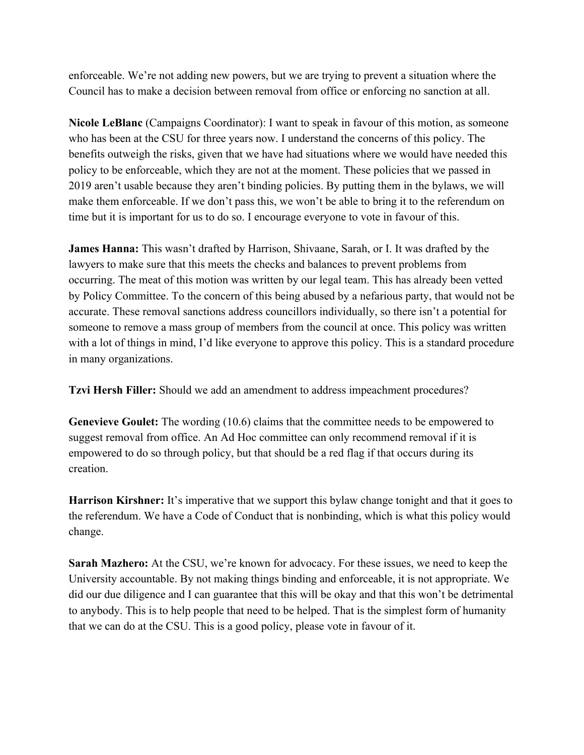enforceable. We're not adding new powers, but we are trying to prevent a situation where the Council has to make a decision between removal from office or enforcing no sanction at all.

**Nicole LeBlanc** (Campaigns Coordinator): I want to speak in favour of this motion, as someone who has been at the CSU for three years now. I understand the concerns of this policy. The benefits outweigh the risks, given that we have had situations where we would have needed this policy to be enforceable, which they are not at the moment. These policies that we passed in 2019 aren't usable because they aren't binding policies. By putting them in the bylaws, we will make them enforceable. If we don't pass this, we won't be able to bring it to the referendum on time but it is important for us to do so. I encourage everyone to vote in favour of this.

**James Hanna:** This wasn't drafted by Harrison, Shivaane, Sarah, or I. It was drafted by the lawyers to make sure that this meets the checks and balances to prevent problems from occurring. The meat of this motion was written by our legal team. This has already been vetted by Policy Committee. To the concern of this being abused by a nefarious party, that would not be accurate. These removal sanctions address councillors individually, so there isn't a potential for someone to remove a mass group of members from the council at once. This policy was written with a lot of things in mind, I'd like everyone to approve this policy. This is a standard procedure in many organizations.

**Tzvi Hersh Filler:** Should we add an amendment to address impeachment procedures?

**Genevieve Goulet:** The wording (10.6) claims that the committee needs to be empowered to suggest removal from office. An Ad Hoc committee can only recommend removal if it is empowered to do so through policy, but that should be a red flag if that occurs during its creation.

**Harrison Kirshner:** It's imperative that we support this bylaw change tonight and that it goes to the referendum. We have a Code of Conduct that is nonbinding, which is what this policy would change.

**Sarah Mazhero:** At the CSU, we're known for advocacy. For these issues, we need to keep the University accountable. By not making things binding and enforceable, it is not appropriate. We did our due diligence and I can guarantee that this will be okay and that this won't be detrimental to anybody. This is to help people that need to be helped. That is the simplest form of humanity that we can do at the CSU. This is a good policy, please vote in favour of it.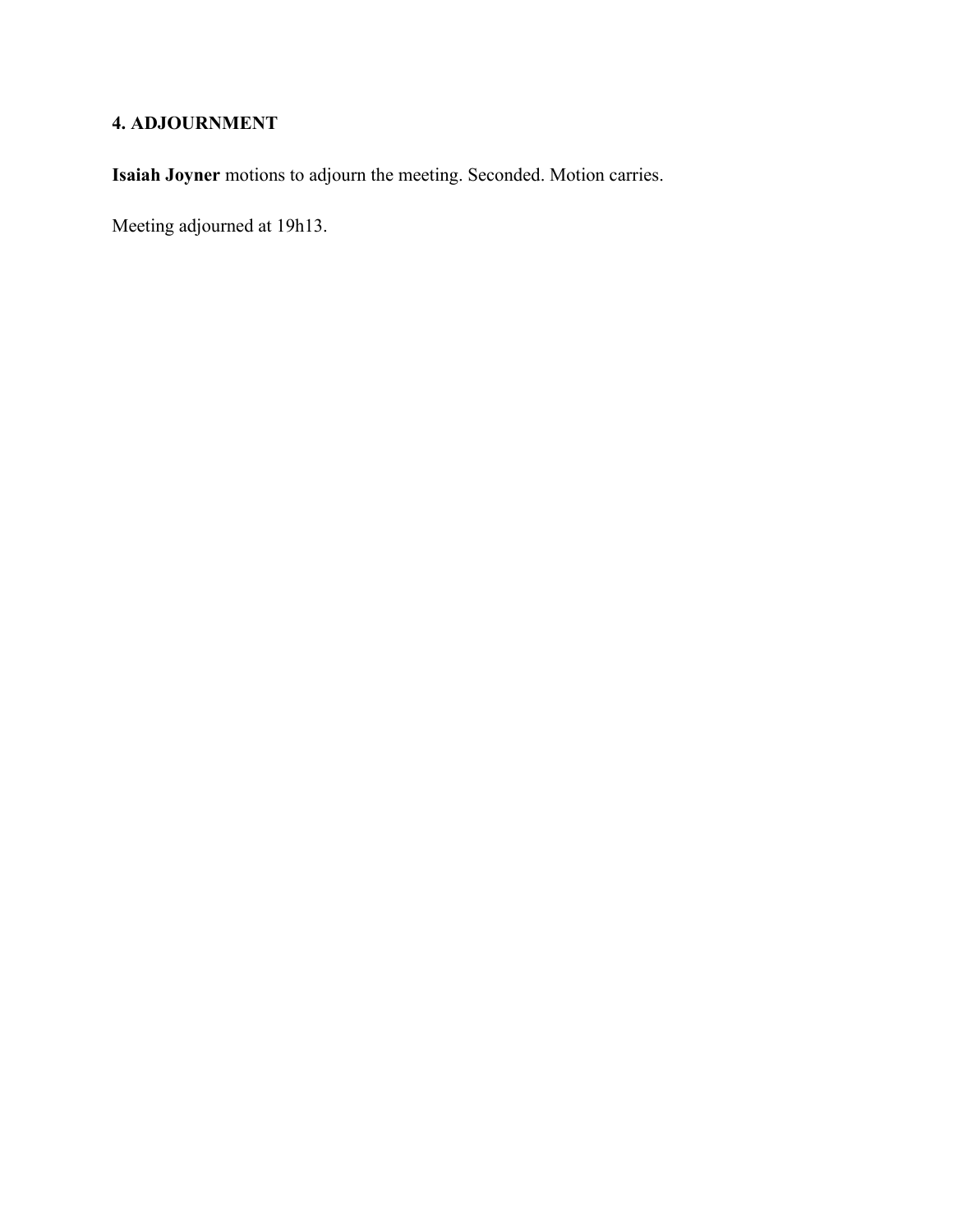## 4. ADJOURNMENT

**Isaiah Joyner** motions to adjourn the meeting. Seconded. Motion carries.

Meeting adjourned at 19h13.